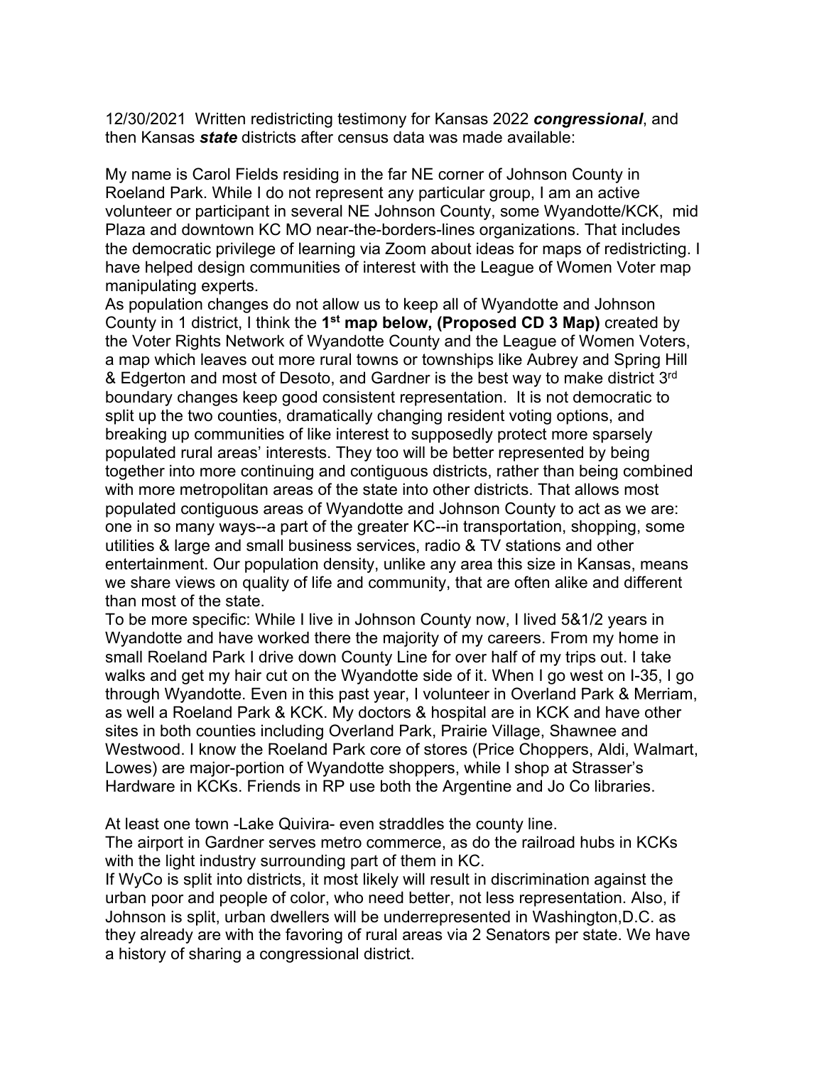12/30/2021 Written redistricting testimony for Kansas 2022 ***congressional***, and then Kansas ***state*** districts after census data was made available:

My name is Carol Fields residing in the far NE corner of Johnson County in Roeland Park. While I do not represent any particular group, I am an active volunteer or participant in several NE Johnson County, some Wyandotte/KCK, mid Plaza and downtown KC MO near-the-borders-lines organizations. That includes the democratic privilege of learning via Zoom about ideas for maps of redistricting. I have helped design communities of interest with the League of Women Voter map manipulating experts.

As population changes do not allow us to keep all of Wyandotte and Johnson County in 1 district, I think the **1st map below, (Proposed CD 3 Map)** created by the Voter Rights Network of Wyandotte County and the League of Women Voters, a map which leaves out more rural towns or townships like Aubrey and Spring Hill & Edgerton and most of Desoto, and Gardner is the best way to make district 3rd boundary changes keep good consistent representation. It is not democratic to split up the two counties, dramatically changing resident voting options, and breaking up communities of like interest to supposedly protect more sparsely populated rural areas' interests. They too will be better represented by being together into more continuing and contiguous districts, rather than being combined with more metropolitan areas of the state into other districts. That allows most populated contiguous areas of Wyandotte and Johnson County to act as we are: one in so many ways--a part of the greater KC--in transportation, shopping, some utilities & large and small business services, radio & TV stations and other entertainment. Our population density, unlike any area this size in Kansas, means we share views on quality of life and community, that are often alike and different than most of the state.

To be more specific: While I live in Johnson County now, I lived 5&1/2 years in Wyandotte and have worked there the majority of my careers. From my home in small Roeland Park I drive down County Line for over half of my trips out. I take walks and get my hair cut on the Wyandotte side of it. When I go west on I-35, I go through Wyandotte. Even in this past year, I volunteer in Overland Park & Merriam, as well a Roeland Park & KCK. My doctors & hospital are in KCK and have other sites in both counties including Overland Park, Prairie Village, Shawnee and Westwood. I know the Roeland Park core of stores (Price Choppers, Aldi, Walmart, Lowes) are major-portion of Wyandotte shoppers, while I shop at Strasser's Hardware in KCKs. Friends in RP use both the Argentine and Jo Co libraries.

At least one town -Lake Quivira- even straddles the county line.

The airport in Gardner serves metro commerce, as do the railroad hubs in KCKs with the light industry surrounding part of them in KC.

If WyCo is split into districts, it most likely will result in discrimination against the urban poor and people of color, who need better, not less representation. Also, if Johnson is split, urban dwellers will be underrepresented in Washington,D.C. as they already are with the favoring of rural areas via 2 Senators per state. We have a history of sharing a congressional district.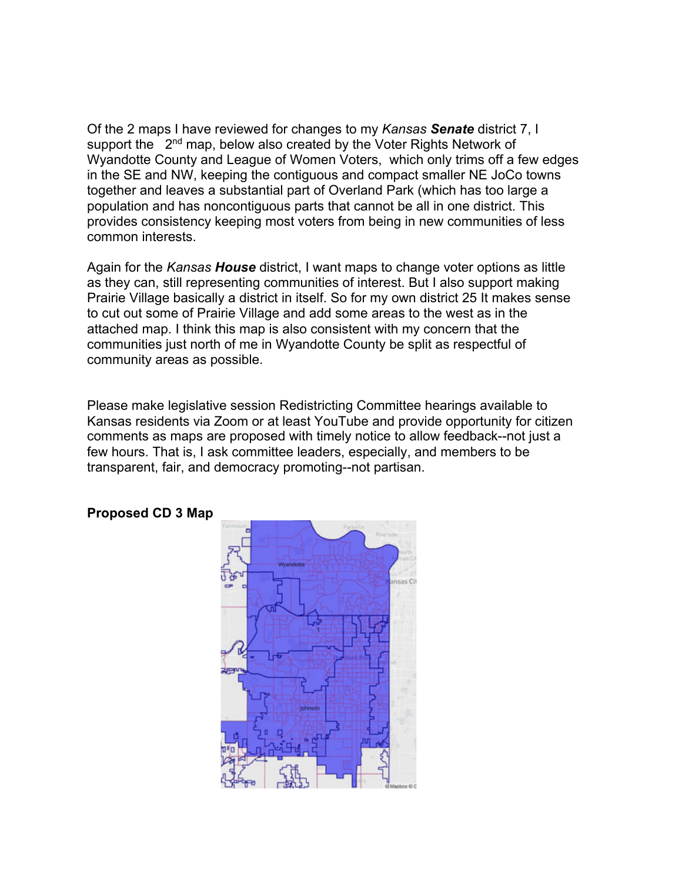Of the 2 maps I have reviewed for changes to my *Kansas* ***Senate*** district 7, I support the 2nd map, below also created by the Voter Rights Network of Wyandotte County and League of Women Voters, which only trims off a few edges in the SE and NW, keeping the contiguous and compact smaller NE JoCo towns together and leaves a substantial part of Overland Park (which has too large a population and has noncontiguous parts that cannot be all in one district. This provides consistency keeping most voters from being in new communities of less common interests.

Again for the *Kansas* ***House*** district, I want maps to change voter options as little as they can, still representing communities of interest. But I also support making Prairie Village basically a district in itself. So for my own district 25 It makes sense to cut out some of Prairie Village and add some areas to the west as in the attached map. I think this map is also consistent with my concern that the communities just north of me in Wyandotte County be split as respectful of community areas as possible.

Please make legislative session Redistricting Committee hearings available to Kansas residents via Zoom or at least YouTube and provide opportunity for citizen comments as maps are proposed with timely notice to allow feedback--not just a few hours. That is, I ask committee leaders, especially, and members to be transparent, fair, and democracy promoting--not partisan.

**Proposed CD 3 Map**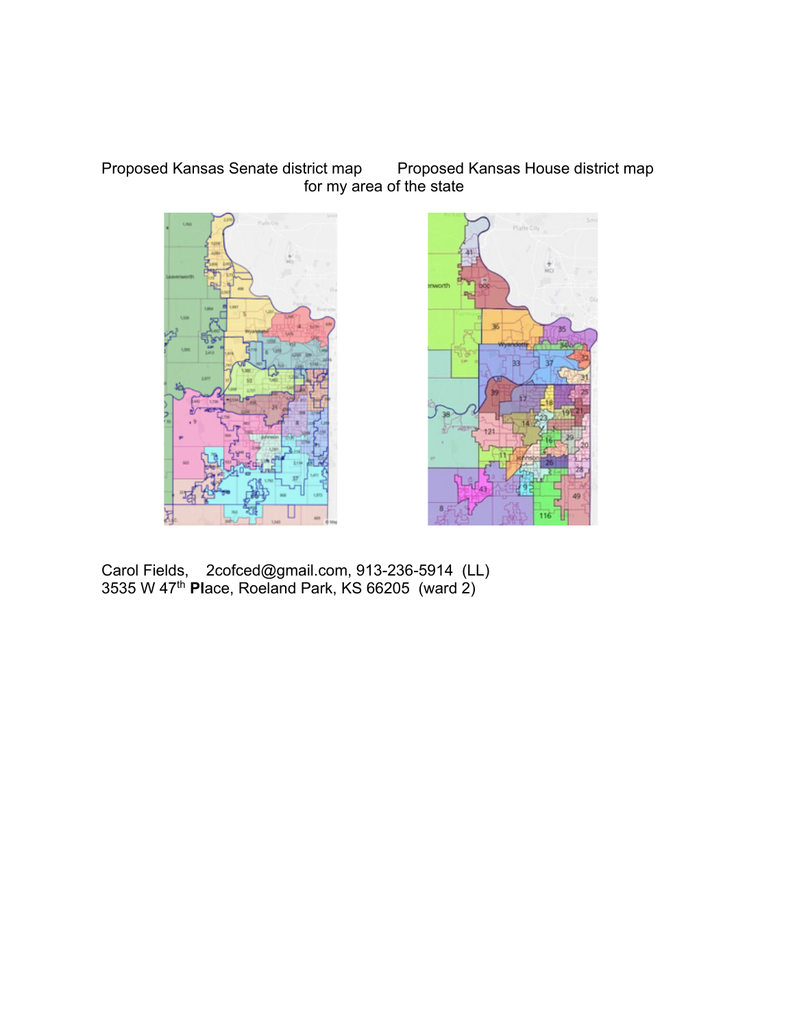Proposed Kansas Senate district map    Proposed Kansas House district map
for my area of the state

Carol Fields, 2cofced@gmail.com, 913-236-5914 (LL)
3535 W 47th **Pl**ace, Roeland Park, KS 66205 (ward 2)